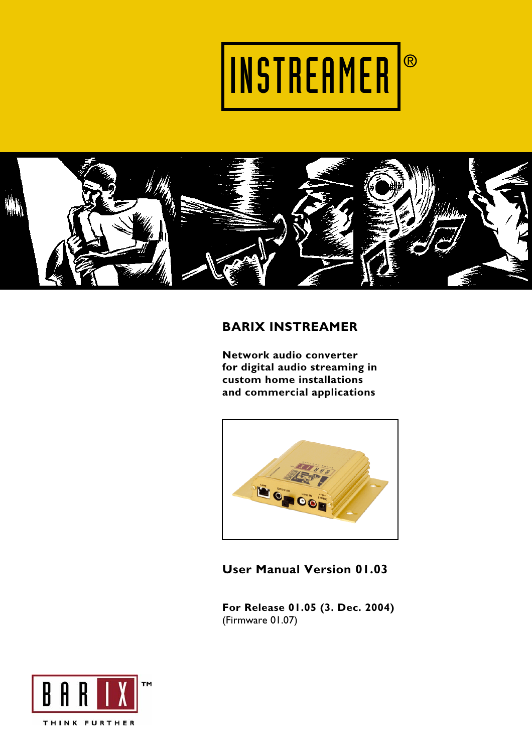# INSTREAMER®

## BARIX INSTREAMER

**Network audio converter for digital audio streaming in custom home installations and commercial applications**

**User Manual Version 01.03**

**For Release 01.05 (3. Dec. 2004)**
(Firmware 01.07)

BARIX™
THINK FURTHER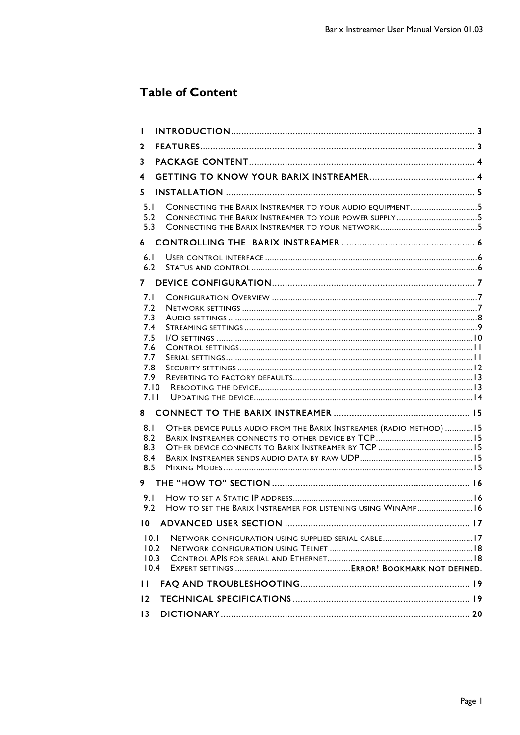# Table of Content

1 INTRODUCTION .......... 3

2 FEATURES .......... 3

3 PACKAGE CONTENT .......... 4

4 GETTING TO KNOW YOUR BARIX INSTREAMER .......... 4

5 INSTALLATION .......... 5

- 5.1 CONNECTING THE BARIX INSTREAMER TO YOUR AUDIO EQUIPMENT .......... 5
- 5.2 CONNECTING THE BARIX INSTREAMER TO YOUR POWER SUPPLY .......... 5
- 5.3 CONNECTING THE BARIX INSTREAMER TO YOUR NETWORK .......... 5

6 CONTROLLING THE BARIX INSTREAMER .......... 6

- 6.1 USER CONTROL INTERFACE .......... 6
- 6.2 STATUS AND CONTROL .......... 6

7 DEVICE CONFIGURATION .......... 7

- 7.1 CONFIGURATION OVERVIEW .......... 7
- 7.2 NETWORK SETTINGS .......... 7
- 7.3 AUDIO SETTINGS .......... 8
- 7.4 STREAMING SETTINGS .......... 9
- 7.5 I/O SETTINGS .......... 10
- 7.6 CONTROL SETTINGS .......... 11
- 7.7 SERIAL SETTINGS .......... 11
- 7.8 SECURITY SETTINGS .......... 12
- 7.9 REVERTING TO FACTORY DEFAULTS .......... 13
- 7.10 REBOOTING THE DEVICE .......... 13
- 7.11 UPDATING THE DEVICE .......... 14

8 CONNECT TO THE BARIX INSTREAMER .......... 15

- 8.1 OTHER DEVICE PULLS AUDIO FROM THE BARIX INSTREAMER (RADIO METHOD) .......... 15
- 8.2 BARIX INSTREAMER CONNECTS TO OTHER DEVICE BY TCP .......... 15
- 8.3 OTHER DEVICE CONNECTS TO BARIX INSTREAMER BY TCP .......... 15
- 8.4 BARIX INSTREAMER SENDS AUDIO DATA BY RAW UDP .......... 15
- 8.5 MIXING MODES .......... 15

9 THE "HOW TO" SECTION .......... 16

- 9.1 HOW TO SET A STATIC IP ADDRESS .......... 16
- 9.2 HOW TO SET THE BARIX INSTREAMER FOR LISTENING USING WINAMP .......... 16

10 ADVANCED USER SECTION .......... 17

- 10.1 NETWORK CONFIGURATION USING SUPPLIED SERIAL CABLE .......... 17
- 10.2 NETWORK CONFIGURATION USING TELNET .......... 18
- 10.3 CONTROL APIS FOR SERIAL AND ETHERNET .......... 18
- 10.4 EXPERT SETTINGS .......... ERROR! BOOKMARK NOT DEFINED.

11 FAQ AND TROUBLESHOOTING .......... 19

12 TECHNICAL SPECIFICATIONS .......... 19

13 DICTIONARY .......... 20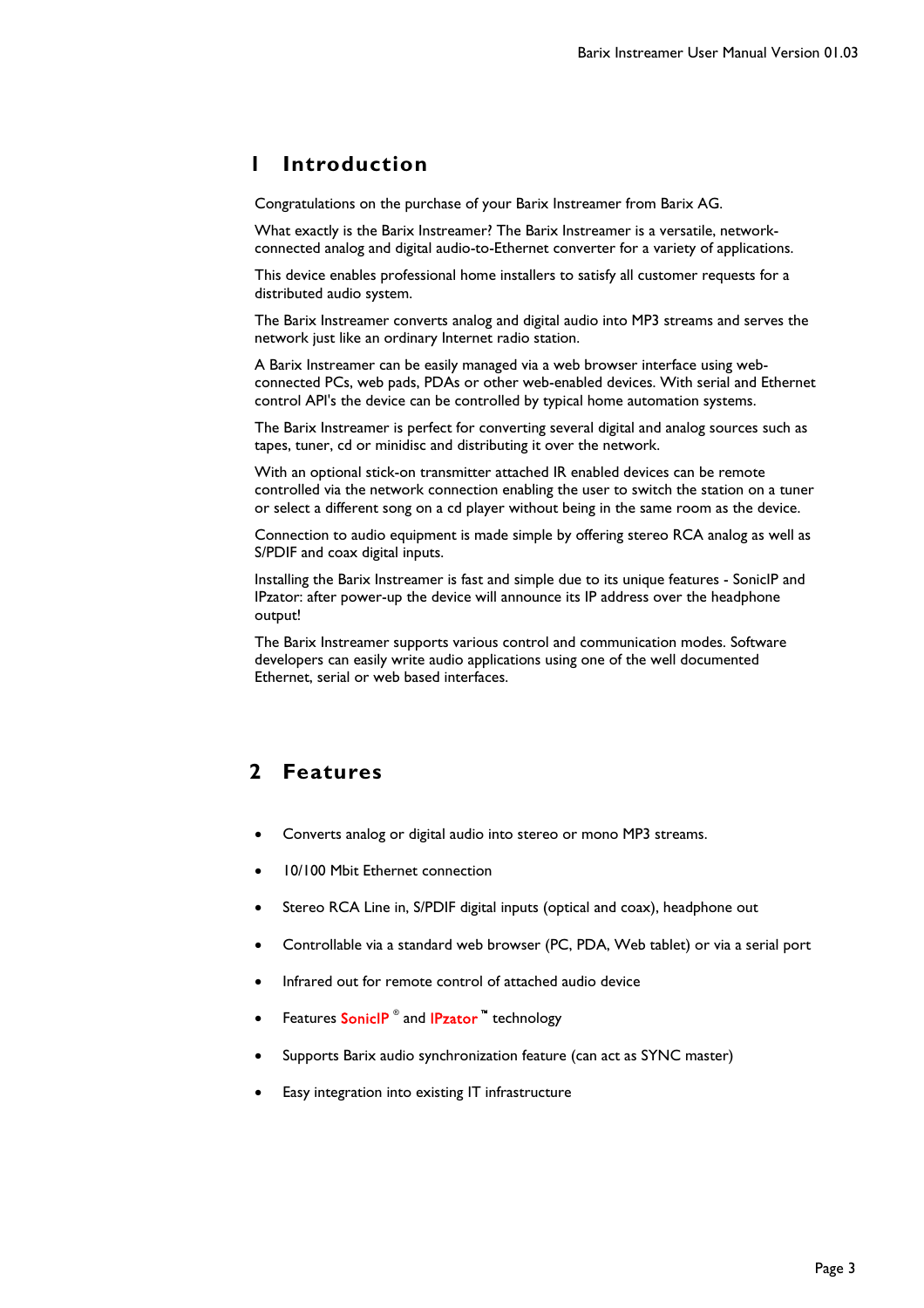# 1 Introduction

Congratulations on the purchase of your Barix Instreamer from Barix AG.

What exactly is the Barix Instreamer? The Barix Instreamer is a versatile, network-connected analog and digital audio-to-Ethernet converter for a variety of applications.

This device enables professional home installers to satisfy all customer requests for a distributed audio system.

The Barix Instreamer converts analog and digital audio into MP3 streams and serves the network just like an ordinary Internet radio station.

A Barix Instreamer can be easily managed via a web browser interface using web-connected PCs, web pads, PDAs or other web-enabled devices. With serial and Ethernet control API's the device can be controlled by typical home automation systems.

The Barix Instreamer is perfect for converting several digital and analog sources such as tapes, tuner, cd or minidisc and distributing it over the network.

With an optional stick-on transmitter attached IR enabled devices can be remote controlled via the network connection enabling the user to switch the station on a tuner or select a different song on a cd player without being in the same room as the device.

Connection to audio equipment is made simple by offering stereo RCA analog as well as S/PDIF and coax digital inputs.

Installing the Barix Instreamer is fast and simple due to its unique features - SonicIP and IPzator: after power-up the device will announce its IP address over the headphone output!

The Barix Instreamer supports various control and communication modes. Software developers can easily write audio applications using one of the well documented Ethernet, serial or web based interfaces.

# 2 Features

- Converts analog or digital audio into stereo or mono MP3 streams.
- 10/100 Mbit Ethernet connection
- Stereo RCA Line in, S/PDIF digital inputs (optical and coax), headphone out
- Controllable via a standard web browser (PC, PDA, Web tablet) or via a serial port
- Infrared out for remote control of attached audio device
- Features **SonicIP** ® and **IPzator** ™ technology
- Supports Barix audio synchronization feature (can act as SYNC master)
- Easy integration into existing IT infrastructure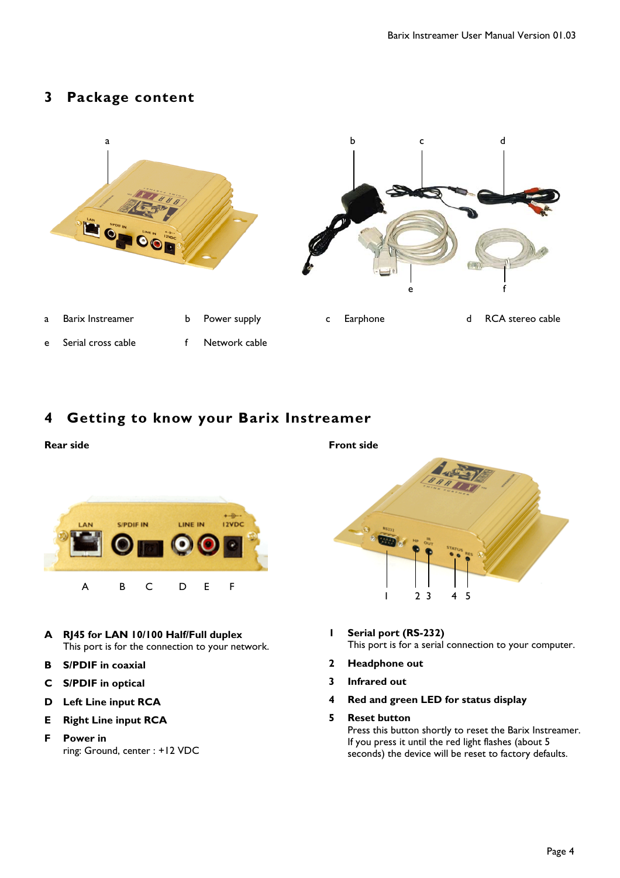# 3 Package content

| a | Barix Instreamer | b | Power supply | c | Earphone | d | RCA stereo cable |
|---|---|---|---|---|---|---|---|
| e | Serial cross cable | f | Network cable | | | | |

# 4 Getting to know your Barix Instreamer

**Rear side**

**A RJ45 for LAN 10/100 Half/Full duplex**
This port is for the connection to your network.

**B S/PDIF in coaxial**

**C S/PDIF in optical**

**D Left Line input RCA**

**E Right Line input RCA**

**F Power in**
ring: Ground, center : +12 VDC

**Front side**

**1 Serial port (RS-232)**
This port is for a serial connection to your computer.

**2 Headphone out**

**3 Infrared out**

**4 Red and green LED for status display**

**5 Reset button**
Press this button shortly to reset the Barix Instreamer. If you press it until the red light flashes (about 5 seconds) the device will be reset to factory defaults.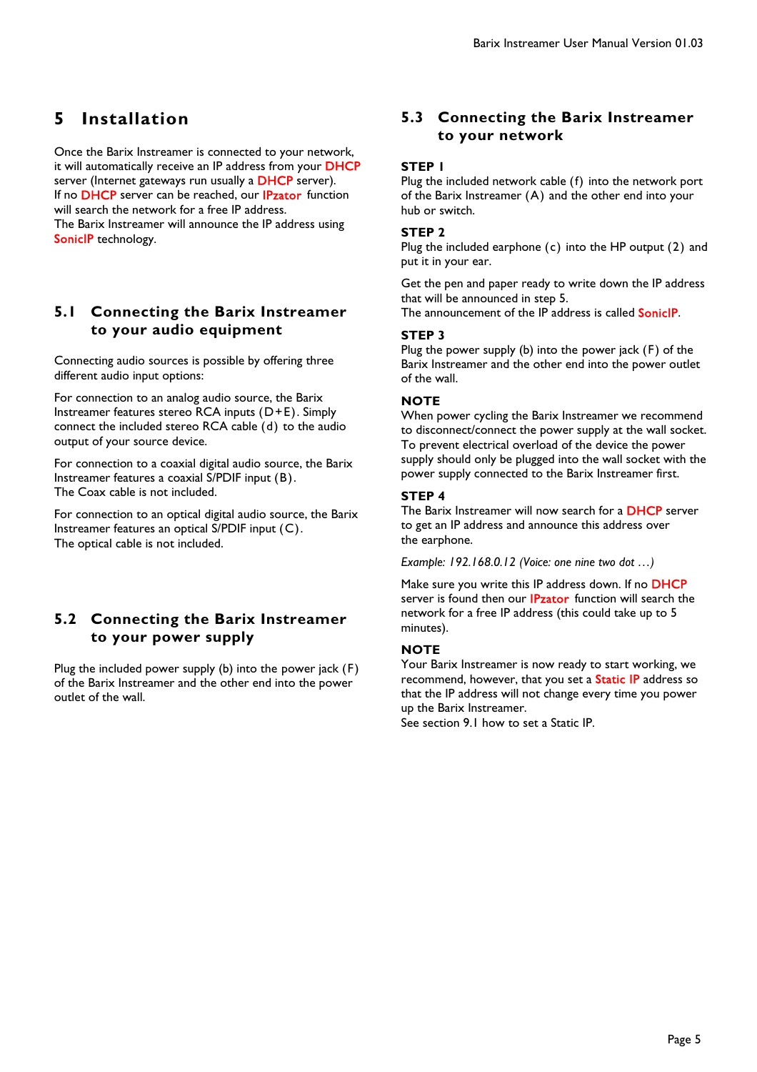# 5 Installation

Once the Barix Instreamer is connected to your network, it will automatically receive an IP address from your DHCP server (Internet gateways run usually a DHCP server).
If no DHCP server can be reached, our IPzator function will search the network for a free IP address.
The Barix Instreamer will announce the IP address using SonicIP technology.

## 5.1 Connecting the Barix Instreamer to your audio equipment

Connecting audio sources is possible by offering three different audio input options:

For connection to an analog audio source, the Barix Instreamer features stereo RCA inputs (D+E). Simply connect the included stereo RCA cable (d) to the audio output of your source device.

For connection to a coaxial digital audio source, the Barix Instreamer features a coaxial S/PDIF input (B).
The Coax cable is not included.

For connection to an optical digital audio source, the Barix Instreamer features an optical S/PDIF input (C).
The optical cable is not included.

## 5.2 Connecting the Barix Instreamer to your power supply

Plug the included power supply (b) into the power jack (F) of the Barix Instreamer and the other end into the power outlet of the wall.

## 5.3 Connecting the Barix Instreamer to your network

**STEP 1**
Plug the included network cable (f) into the network port of the Barix Instreamer (A) and the other end into your hub or switch.

**STEP 2**
Plug the included earphone (c) into the HP output (2) and put it in your ear.

Get the pen and paper ready to write down the IP address that will be announced in step 5.
The announcement of the IP address is called SonicIP.

**STEP 3**
Plug the power supply (b) into the power jack (F) of the Barix Instreamer and the other end into the power outlet of the wall.

**NOTE**
When power cycling the Barix Instreamer we recommend to disconnect/connect the power supply at the wall socket. To prevent electrical overload of the device the power supply should only be plugged into the wall socket with the power supply connected to the Barix Instreamer first.

**STEP 4**
The Barix Instreamer will now search for a DHCP server to get an IP address and announce this address over the earphone.

*Example: 192.168.0.12 (Voice: one nine two dot …)*

Make sure you write this IP address down. If no DHCP server is found then our IPzator function will search the network for a free IP address (this could take up to 5 minutes).

**NOTE**
Your Barix Instreamer is now ready to start working, we recommend, however, that you set a Static IP address so that the IP address will not change every time you power up the Barix Instreamer.
See section 9.1 how to set a Static IP.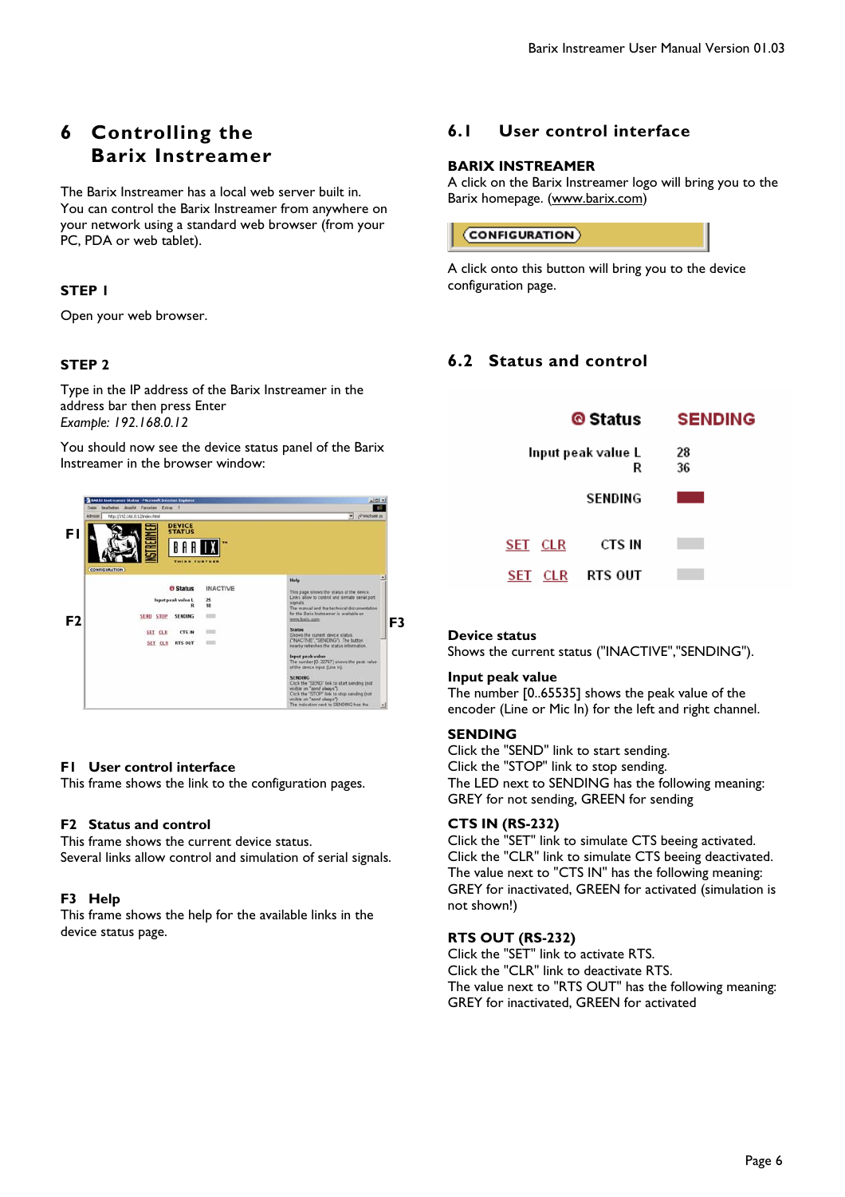# 6 Controlling the Barix Instreamer

The Barix Instreamer has a local web server built in. You can control the Barix Instreamer from anywhere on your network using a standard web browser (from your PC, PDA or web tablet).

### STEP 1

Open your web browser.

### STEP 2

Type in the IP address of the Barix Instreamer in the address bar then press Enter
*Example: 192.168.0.12*

You should now see the device status panel of the Barix Instreamer in the browser window:

F1

F2

F3

**F1 User control interface**
This frame shows the link to the configuration pages.

**F2 Status and control**
This frame shows the current device status.
Several links allow control and simulation of serial signals.

**F3 Help**
This frame shows the help for the available links in the device status page.

## 6.1 User control interface

**BARIX INSTREAMER**
A click on the Barix Instreamer logo will bring you to the Barix homepage. (www.barix.com)

CONFIGURATION

A click onto this button will bring you to the device configuration page.

## 6.2 Status and control

| | Status | SENDING |
|---|---|---|
| | Input peak value L | 28 |
| | R | 36 |
| | SENDING | |
| SET CLR | CTS IN | |
| SET CLR | RTS OUT | |

**Device status**
Shows the current status ("INACTIVE","SENDING").

**Input peak value**
The number [0..65535] shows the peak value of the encoder (Line or Mic In) for the left and right channel.

**SENDING**
Click the "SEND" link to start sending.
Click the "STOP" link to stop sending.
The LED next to SENDING has the following meaning:
GREY for not sending, GREEN for sending

**CTS IN (RS-232)**
Click the "SET" link to simulate CTS beeing activated.
Click the "CLR" link to simulate CTS beeing deactivated.
The value next to "CTS IN" has the following meaning:
GREY for inactivated, GREEN for activated (simulation is not shown!)

**RTS OUT (RS-232)**
Click the "SET" link to activate RTS.
Click the "CLR" link to deactivate RTS.
The value next to "RTS OUT" has the following meaning:
GREY for inactivated, GREEN for activated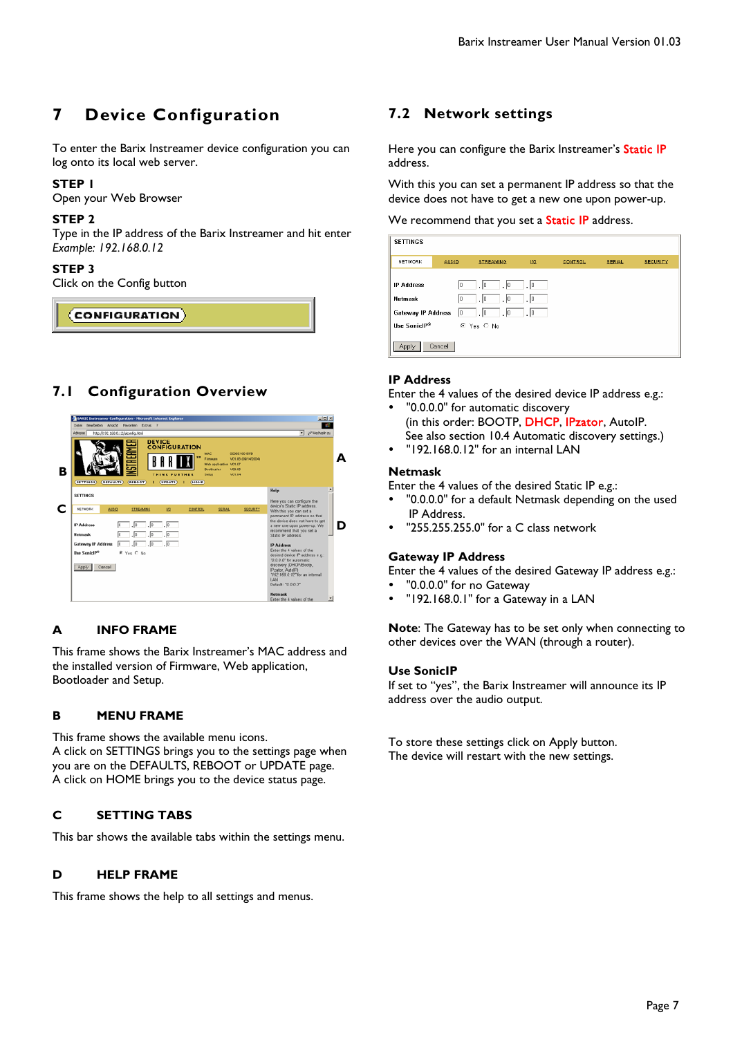# 7 Device Configuration

To enter the Barix Instreamer device configuration you can log onto its local web server.

**STEP 1**
Open your Web Browser

**STEP 2**
Type in the IP address of the Barix Instreamer and hit enter
*Example: 192.168.0.12*

**STEP 3**
Click on the Config button

## 7.1 Configuration Overview

### A INFO FRAME

This frame shows the Barix Instreamer's MAC address and the installed version of Firmware, Web application, Bootloader and Setup.

### B MENU FRAME

This frame shows the available menu icons.
A click on SETTINGS brings you to the settings page when you are on the DEFAULTS, REBOOT or UPDATE page.
A click on HOME brings you to the device status page.

### C SETTING TABS

This bar shows the available tabs within the settings menu.

### D HELP FRAME

This frame shows the help to all settings and menus.

## 7.2 Network settings

Here you can configure the Barix Instreamer's Static IP address.

With this you can set a permanent IP address so that the device does not have to get a new one upon power-up.

We recommend that you set a Static IP address.

**IP Address**
Enter the 4 values of the desired device IP address e.g.:

- "0.0.0.0" for automatic discovery
  (in this order: BOOTP, DHCP, IPzator, AutoIP.
  See also section 10.4 Automatic discovery settings.)
- "192.168.0.12" for an internal LAN

**Netmask**
Enter the 4 values of the desired Static IP e.g.:

- "0.0.0.0" for a default Netmask depending on the used IP Address.
- "255.255.255.0" for a C class network

**Gateway IP Address**
Enter the 4 values of the desired Gateway IP address e.g.:

- "0.0.0.0" for no Gateway
- "192.168.0.1" for a Gateway in a LAN

**Note**: The Gateway has to be set only when connecting to other devices over the WAN (through a router).

**Use SonicIP**
If set to "yes", the Barix Instreamer will announce its IP address over the audio output.

To store these settings click on Apply button.
The device will restart with the new settings.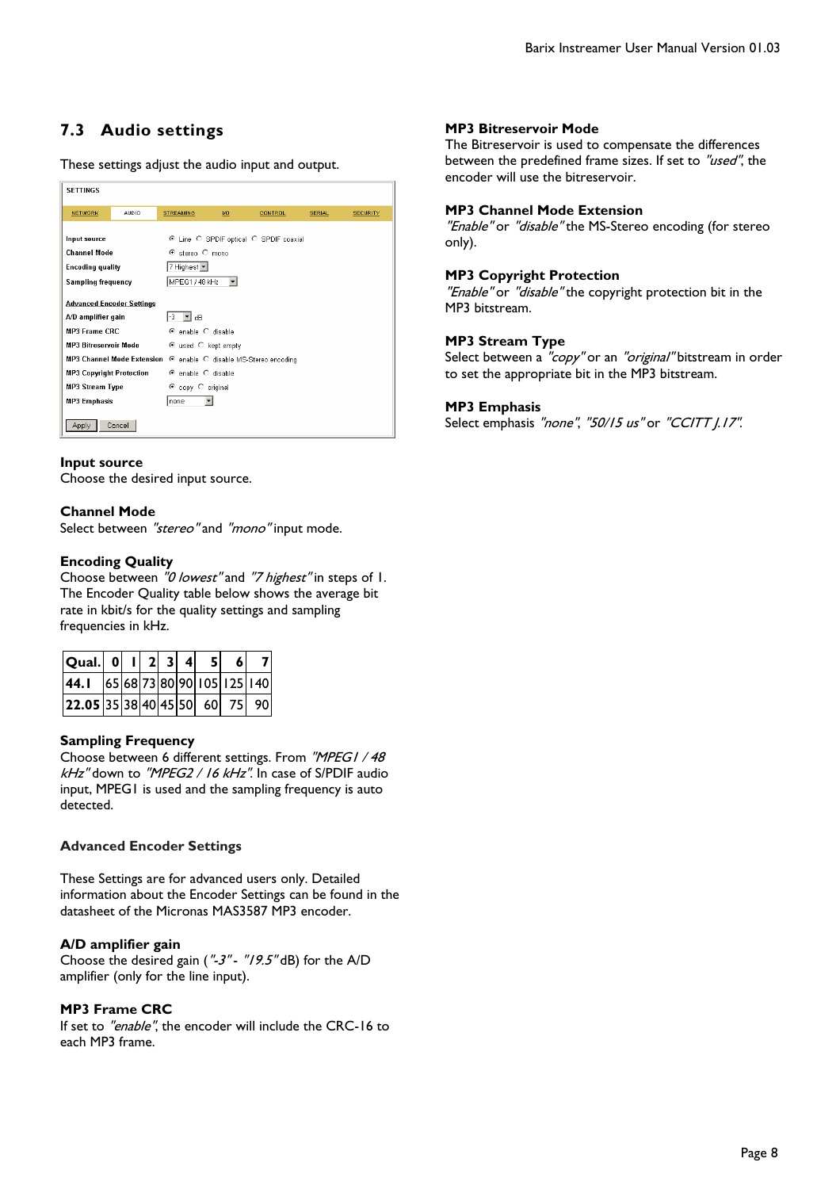## 7.3 Audio settings

These settings adjust the audio input and output.

SETTINGS

| NETWORK | AUDIO | STREAMING | I/O | CONTROL | SERIAL | SECURITY |
|---|---|---|---|---|---|---|

| | |
|---|---|
| Input source | ◉ Line ○ SPDIF optical ○ SPDIF coaxial |
| Channel Mode | ◉ stereo ○ mono |
| Encoding quality | 7 Highest |
| Sampling frequency | MPEG1 / 48 kHz |

**Advanced Encoder Settings**

| | |
|---|---|
| A/D amplifier gain | -3 dB |
| MP3 Frame CRC | ◉ enable ○ disable |
| MP3 Bitreservoir Mode | ◉ used ○ kept empty |
| MP3 Channel Mode Extension | ◉ enable ○ disable MS-Stereo encoding |
| MP3 Copyright Protection | ◉ enable ○ disable |
| MP3 Stream Type | ◉ copy ○ original |
| MP3 Emphasis | none |

Apply Cancel

### Input source

Choose the desired input source.

### Channel Mode

Select between *"stereo"* and *"mono"* input mode.

### Encoding Quality

Choose between *"0 lowest"* and *"7 highest"* in steps of 1. The Encoder Quality table below shows the average bit rate in kbit/s for the quality settings and sampling frequencies in kHz.

| Qual. | 0 | 1 | 2 | 3 | 4 | 5 | 6 | 7 |
|---|---|---|---|---|---|---|---|---|
| 44.1 | 65 | 68 | 73 | 80 | 90 | 105 | 125 | 140 |
| 22.05 | 35 | 38 | 40 | 45 | 50 | 60 | 75 | 90 |

### Sampling Frequency

Choose between 6 different settings. From *"MPEG1 / 48 kHz"* down to *"MPEG2 / 16 kHz"*. In case of S/PDIF audio input, MPEG1 is used and the sampling frequency is auto detected.

### Advanced Encoder Settings

These Settings are for advanced users only. Detailed information about the Encoder Settings can be found in the datasheet of the Micronas MAS3587 MP3 encoder.

### A/D amplifier gain

Choose the desired gain (*"-3"* - *"19.5"* dB) for the A/D amplifier (only for the line input).

### MP3 Frame CRC

If set to *"enable"*, the encoder will include the CRC-16 to each MP3 frame.

### MP3 Bitreservoir Mode

The Bitreservoir is used to compensate the differences between the predefined frame sizes. If set to *"used"*, the encoder will use the bitreservoir.

### MP3 Channel Mode Extension

*"Enable"* or *"disable"* the MS-Stereo encoding (for stereo only).

### MP3 Copyright Protection

*"Enable"* or *"disable"* the copyright protection bit in the MP3 bitstream.

### MP3 Stream Type

Select between a *"copy"* or an *"original"* bitstream in order to set the appropriate bit in the MP3 bitstream.

### MP3 Emphasis

Select emphasis *"none"*, *"50/15 us"* or *"CCITT J.17"*.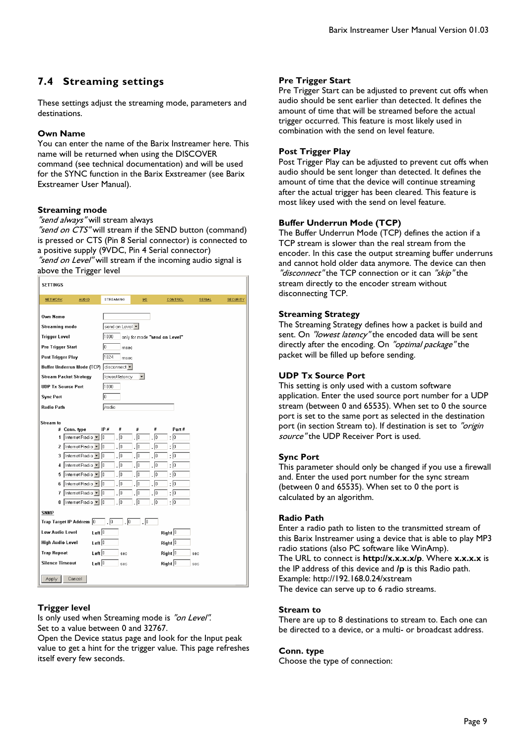## 7.4 Streaming settings

These settings adjust the streaming mode, parameters and destinations.

### Own Name

You can enter the name of the Barix Instreamer here. This name will be returned when using the DISCOVER command (see technical documentation) and will be used for the SYNC function in the Barix Exstreamer (see Barix Exstreamer User Manual).

### Streaming mode

*"send always"* will stream always
*"send on CTS"* will stream if the SEND button (command) is pressed or CTS (Pin 8 Serial connector) is connected to a positive supply (9VDC, Pin 4 Serial connector)
*"send on Level"* will stream if the incoming audio signal is above the Trigger level

### Trigger level

Is only used when Streaming mode is *"on Level"*.
Set to a value between 0 and 32767.
Open the Device status page and look for the Input peak value to get a hint for the trigger value. This page refreshes itself every few seconds.

### Pre Trigger Start

Pre Trigger Start can be adjusted to prevent cut offs when audio should be sent earlier than detected. It defines the amount of time that will be streamed before the actual trigger occurred. This feature is most likely used in combination with the send on level feature.

### Post Trigger Play

Post Trigger Play can be adjusted to prevent cut offs when audio should be sent longer than detected. It defines the amount of time that the device will continue streaming after the actual trigger has been cleared. This feature is most likey used with the send on level feature.

### Buffer Underrun Mode (TCP)

The Buffer Underrun Mode (TCP) defines the action if a TCP stream is slower than the real stream from the encoder. In this case the output streaming buffer underruns and cannot hold older data anymore. The device can then *"disconnect"* the TCP connection or it can *"skip"* the stream directly to the encoder stream without disconnecting TCP.

### Streaming Strategy

The Streaming Strategy defines how a packet is build and sent. On *"lowest latency"* the encoded data will be sent directly after the encoding. On *"optimal package"* the packet will be filled up before sending.

### UDP Tx Source Port

This setting is only used with a custom software application. Enter the used source port number for a UDP stream (between 0 and 65535). When set to 0 the source port is set to the same port as selected in the destination port (in section Stream to). If destination is set to *"origin source"* the UDP Receiver Port is used.

### Sync Port

This parameter should only be changed if you use a firewall and. Enter the used port number for the sync stream (between 0 and 65535). When set to 0 the port is calculated by an algorithm.

### Radio Path

Enter a radio path to listen to the transmitted stream of this Barix Instreamer using a device that is able to play MP3 radio stations (also PC software like WinAmp).
The URL to connect is **http://x.x.x.x/p**. Where **x.x.x.x** is the IP address of this device and **/p** is this Radio path.
Example: http://192.168.0.24/xstream
The device can serve up to 6 radio streams.

### Stream to

There are up to 8 destinations to stream to. Each one can be directed to a device, or a multi- or broadcast address.

### Conn. type

Choose the type of connection: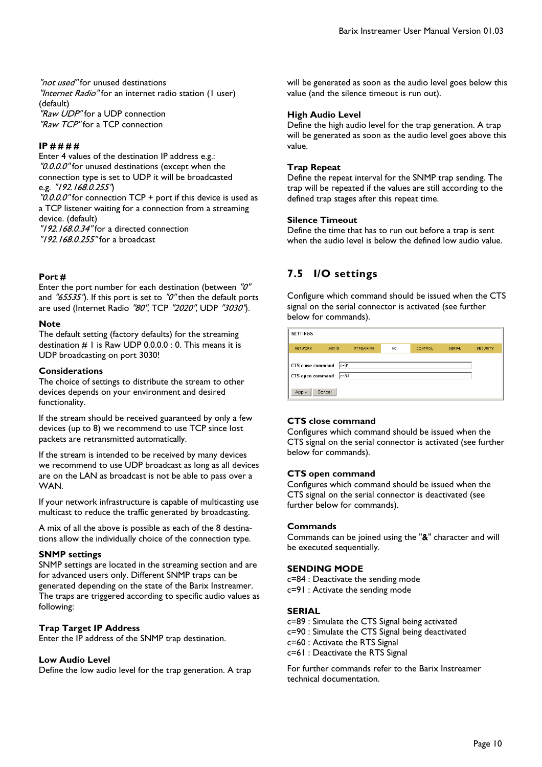*"not used"* for unused destinations
*"Internet Radio"* for an internet radio station (1 user) (default)
*"Raw UDP"* for a UDP connection
*"Raw TCP"* for a TCP connection

**IP # # # #**
Enter 4 values of the destination IP address e.g.:
*"0.0.0.0"* for unused destinations (except when the connection type is set to UDP it will be broadcasted e.g. *"192.168.0.255"*)
*"0.0.0.0"* for connection TCP + port if this device is used as a TCP listener waiting for a connection from a streaming device. (default)
*"192.168.0.34"* for a directed connection
*"192.168.0.255"* for a broadcast

**Port #**
Enter the port number for each destination (between *"0"* and *"65535"*). If this port is set to *"0"* then the default ports are used (Internet Radio *"80"*, TCP *"2020"*, UDP *"3030"*).

**Note**
The default setting (factory defaults) for the streaming destination # 1 is Raw UDP 0.0.0.0 : 0. This means it is UDP broadcasting on port 3030!

**Considerations**
The choice of settings to distribute the stream to other devices depends on your environment and desired functionality.

If the stream should be received guaranteed by only a few devices (up to 8) we recommend to use TCP since lost packets are retransmitted automatically.

If the stream is intended to be received by many devices we recommend to use UDP broadcast as long as all devices are on the LAN as broadcast is not be able to pass over a WAN.

If your network infrastructure is capable of multicasting use multicast to reduce the traffic generated by broadcasting.

A mix of all the above is possible as each of the 8 destinations allow the individually choice of the connection type.

**SNMP settings**
SNMP settings are located in the streaming section and are for advanced users only. Different SNMP traps can be generated depending on the state of the Barix Instreamer. The traps are triggered according to specific audio values as following:

**Trap Target IP Address**
Enter the IP address of the SNMP trap destination.

**Low Audio Level**
Define the low audio level for the trap generation. A trap will be generated as soon as the audio level goes below this value (and the silence timeout is run out).

**High Audio Level**
Define the high audio level for the trap generation. A trap will be generated as soon as the audio level goes above this value.

**Trap Repeat**
Define the repeat interval for the SNMP trap sending. The trap will be repeated if the values are still according to the defined trap stages after this repeat time.

**Silence Timeout**
Define the time that has to run out before a trap is sent when the audio level is below the defined low audio value.

## 7.5 I/O settings

Configure which command should be issued when the CTS signal on the serial connector is activated (see further below for commands).

SETTINGS

| NETWORK | AUDIO | STREAMING | I/O | CONTROL | SERIAL | SECURITY |
|---|---|---|---|---|---|---|

CTS close command: c=91
CTS open command: c=84

Apply | Cancel

**CTS close command**
Configures which command should be issued when the CTS signal on the serial connector is activated (see further below for commands).

**CTS open command**
Configures which command should be issued when the CTS signal on the serial connector is deactivated (see further below for commands).

**Commands**
Commands can be joined using the "**&**" character and will be executed sequentially.

**SENDING MODE**
c=84 : Deactivate the sending mode
c=91 : Activate the sending mode

**SERIAL**
c=89 : Simulate the CTS Signal being activated
c=90 : Simulate the CTS Signal being deactivated
c=60 : Activate the RTS Signal
c=61 : Deactivate the RTS Signal

For further commands refer to the Barix Instreamer technical documentation.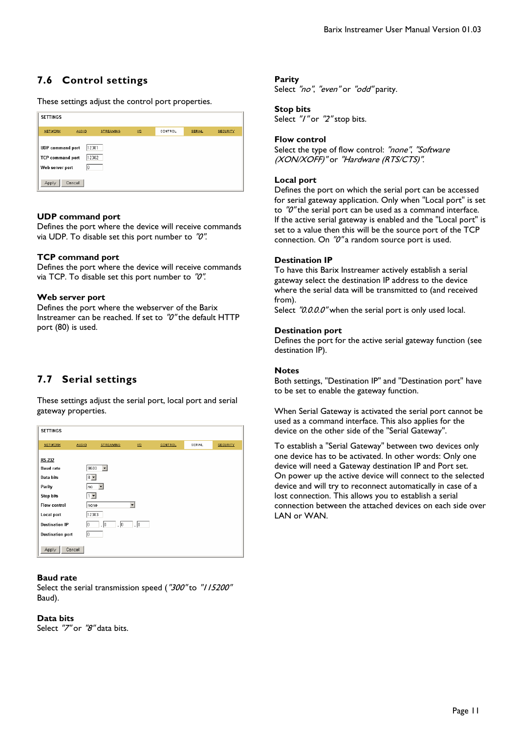## 7.6 Control settings

These settings adjust the control port properties.

### UDP command port

Defines the port where the device will receive commands via UDP. To disable set this port number to *"0"*.

### TCP command port

Defines the port where the device will receive commands via TCP. To disable set this port number to *"0"*.

### Web server port

Defines the port where the webserver of the Barix Instreamer can be reached. If set to *"0"* the default HTTP port (80) is used.

## 7.7 Serial settings

These settings adjust the serial port, local port and serial gateway properties.

### Baud rate

Select the serial transmission speed (*"300"* to *"115200"* Baud).

### Data bits

Select *"7"* or *"8"* data bits.

### Parity

Select *"no"*, *"even"* or *"odd"* parity.

### Stop bits

Select *"1"* or *"2"* stop bits.

### Flow control

Select the type of flow control: *"none"*, *"Software (XON/XOFF)"* or *"Hardware (RTS/CTS)"*.

### Local port

Defines the port on which the serial port can be accessed for serial gateway application. Only when "Local port" is set to *"0"* the serial port can be used as a command interface. If the active serial gateway is enabled and the "Local port" is set to a value then this will be the source port of the TCP connection. On *"0"* a random source port is used.

### Destination IP

To have this Barix Instreamer actively establish a serial gateway select the destination IP address to the device where the serial data will be transmitted to (and received from).
Select *"0.0.0.0"* when the serial port is only used local.

### Destination port

Defines the port for the active serial gateway function (see destination IP).

### Notes

Both settings, "Destination IP" and "Destination port" have to be set to enable the gateway function.

When Serial Gateway is activated the serial port cannot be used as a command interface. This also applies for the device on the other side of the "Serial Gateway".

To establish a "Serial Gateway" between two devices only one device has to be activated. In other words: Only one device will need a Gateway destination IP and Port set. On power up the active device will connect to the selected device and will try to reconnect automatically in case of a lost connection. This allows you to establish a serial connection between the attached devices on each side over LAN or WAN.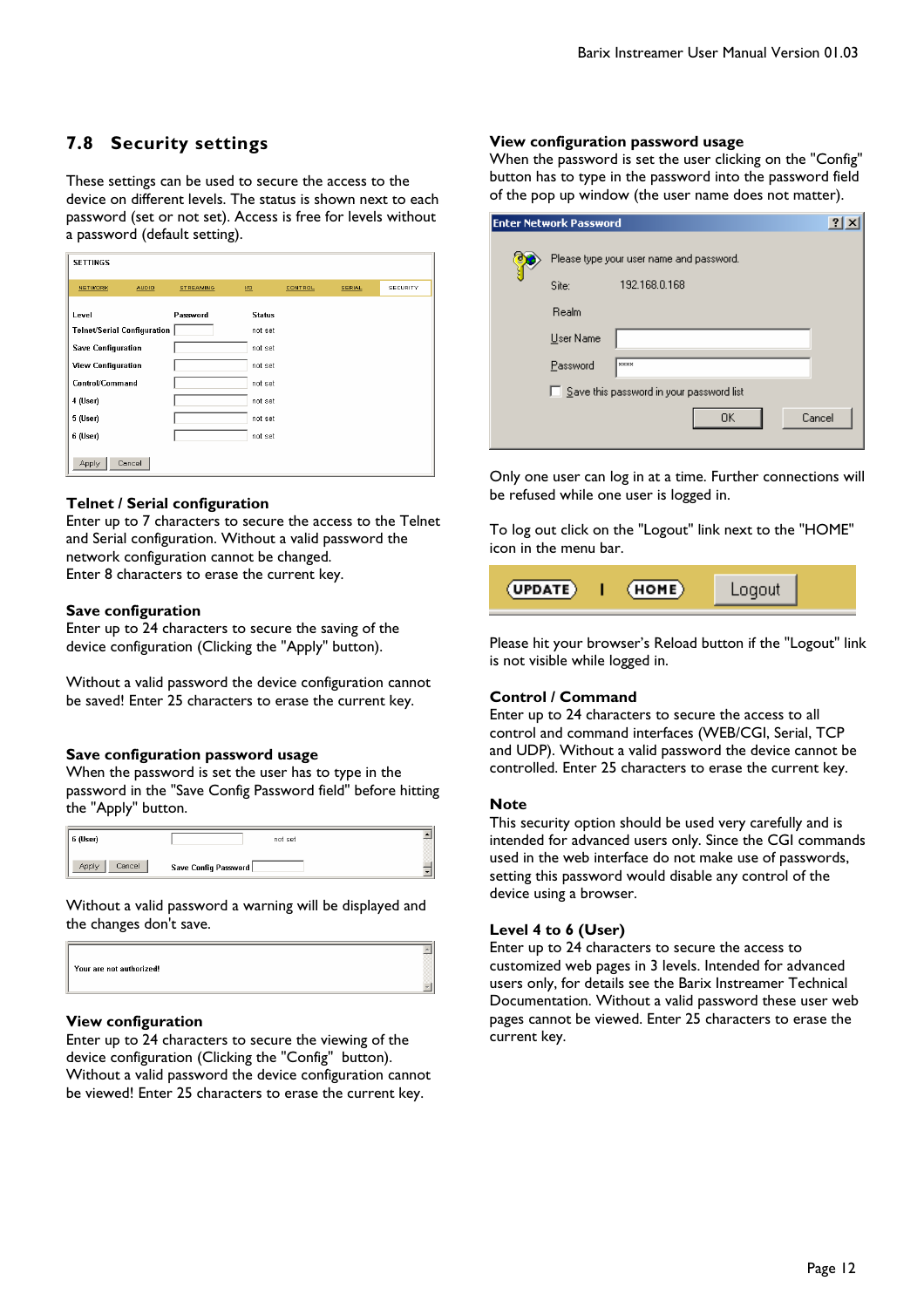## 7.8 Security settings

These settings can be used to secure the access to the device on different levels. The status is shown next to each password (set or not set). Access is free for levels without a password (default setting).

| Level | Password | Status |
|---|---|---|
| Telnet/Serial Configuration | | not set |
| Save Configuration | | not set |
| View Configuration | | not set |
| Control/Command | | not set |
| 4 (User) | | not set |
| 5 (User) | | not set |
| 6 (User) | | not set |

### Telnet / Serial configuration

Enter up to 7 characters to secure the access to the Telnet and Serial configuration. Without a valid password the network configuration cannot be changed.
Enter 8 characters to erase the current key.

### Save configuration

Enter up to 24 characters to secure the saving of the device configuration (Clicking the "Apply" button).

Without a valid password the device configuration cannot be saved! Enter 25 characters to erase the current key.

### Save configuration password usage

When the password is set the user has to type in the password in the "Save Config Password field" before hitting the "Apply" button.

Without a valid password a warning will be displayed and the changes don't save.

### View configuration

Enter up to 24 characters to secure the viewing of the device configuration (Clicking the "Config" button).
Without a valid password the device configuration cannot be viewed! Enter 25 characters to erase the current key.

### View configuration password usage

When the password is set the user clicking on the "Config" button has to type in the password into the password field of the pop up window (the user name does not matter).

Only one user can log in at a time. Further connections will be refused while one user is logged in.

To log out click on the "Logout" link next to the "HOME" icon in the menu bar.

Please hit your browser's Reload button if the "Logout" link is not visible while logged in.

### Control / Command

Enter up to 24 characters to secure the access to all control and command interfaces (WEB/CGI, Serial, TCP and UDP). Without a valid password the device cannot be controlled. Enter 25 characters to erase the current key.

### Note

This security option should be used very carefully and is intended for advanced users only. Since the CGI commands used in the web interface do not make use of passwords, setting this password would disable any control of the device using a browser.

### Level 4 to 6 (User)

Enter up to 24 characters to secure the access to customized web pages in 3 levels. Intended for advanced users only, for details see the Barix Instreamer Technical Documentation. Without a valid password these user web pages cannot be viewed. Enter 25 characters to erase the current key.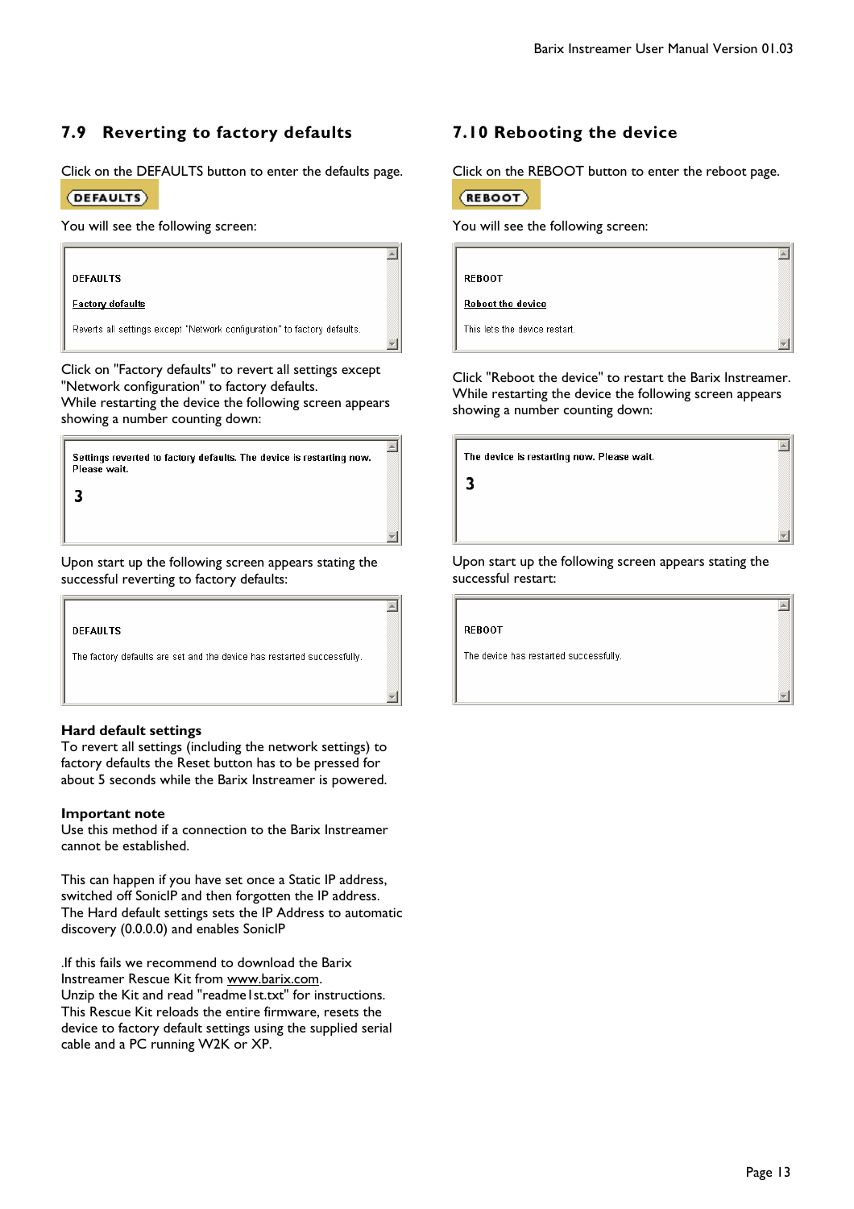## 7.9 Reverting to factory defaults

Click on the DEFAULTS button to enter the defaults page.

DEFAULTS

You will see the following screen:

DEFAULTS

Factory defaults

Reverts all settings except "Network configuration" to factory defaults.

Click on "Factory defaults" to revert all settings except "Network configuration" to factory defaults.
While restarting the device the following screen appears showing a number counting down:

Settings reverted to factory defaults. The device is restarting now. Please wait.

3

Upon start up the following screen appears stating the successful reverting to factory defaults:

DEFAULTS

The factory defaults are set and the device has restarted successfully.

**Hard default settings**
To revert all settings (including the network settings) to factory defaults the Reset button has to be pressed for about 5 seconds while the Barix Instreamer is powered.

**Important note**
Use this method if a connection to the Barix Instreamer cannot be established.

This can happen if you have set once a Static IP address, switched off SonicIP and then forgotten the IP address. The Hard default settings sets the IP Address to automatic discovery (0.0.0.0) and enables SonicIP

.If this fails we recommend to download the Barix Instreamer Rescue Kit from www.barix.com.
Unzip the Kit and read "readme1st.txt" for instructions. This Rescue Kit reloads the entire firmware, resets the device to factory default settings using the supplied serial cable and a PC running W2K or XP.

## 7.10 Rebooting the device

Click on the REBOOT button to enter the reboot page.

REBOOT

You will see the following screen:

REBOOT

Reboot the device

This lets the device restart.

Click "Reboot the device" to restart the Barix Instreamer. While restarting the device the following screen appears showing a number counting down:

The device is restarting now. Please wait.

3

Upon start up the following screen appears stating the successful restart:

REBOOT

The device has restarted successfully.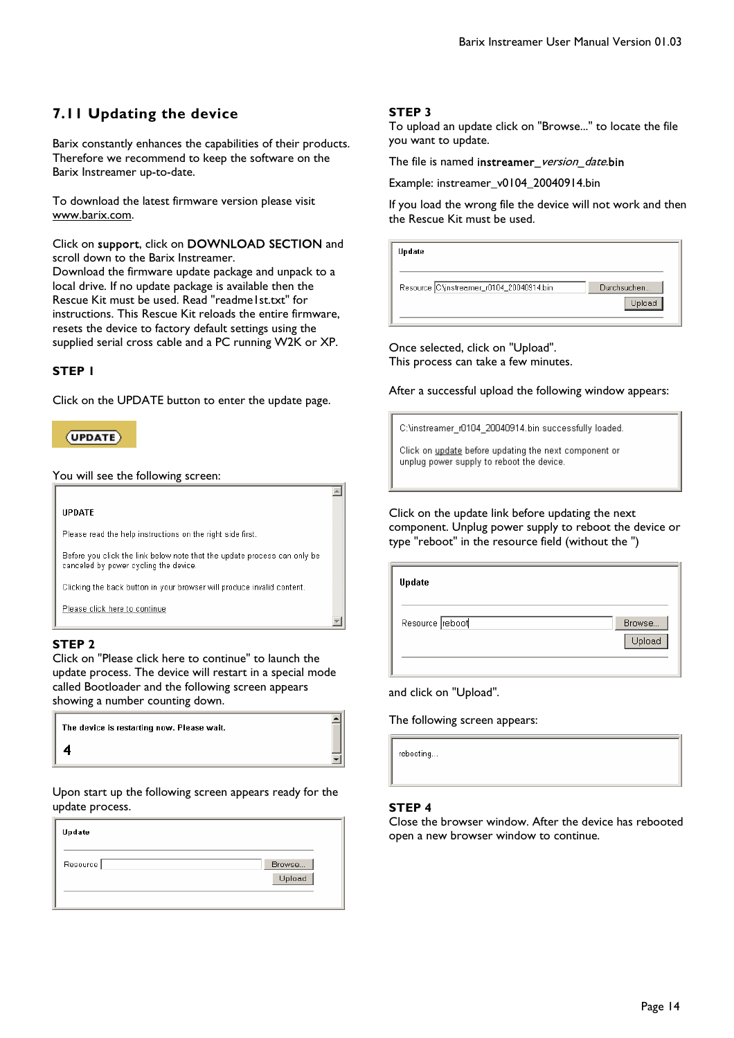## 7.11 Updating the device

Barix constantly enhances the capabilities of their products. Therefore we recommend to keep the software on the Barix Instreamer up-to-date.

To download the latest firmware version please visit www.barix.com.

Click on **support**, click on **DOWNLOAD SECTION** and scroll down to the Barix Instreamer.
Download the firmware update package and unpack to a local drive. If no update package is available then the Rescue Kit must be used. Read "readme1st.txt" for instructions. This Rescue Kit reloads the entire firmware, resets the device to factory default settings using the supplied serial cross cable and a PC running W2K or XP.

**STEP 1**

Click on the UPDATE button to enter the update page.

UPDATE

You will see the following screen:

UPDATE

Please read the help instructions on the right side first.

Before you click the link below note that the update process can only be canceled by power cycling the device.

Clicking the back button in your browser will produce invalid content.

Please click here to continue

**STEP 2**
Click on "Please click here to continue" to launch the update process. The device will restart in a special mode called Bootloader and the following screen appears showing a number counting down.

The device is restarting now. Please wait.

4

Upon start up the following screen appears ready for the update process.

Update

Resource [ ] Browse...
Upload

**STEP 3**
To upload an update click on "Browse..." to locate the file you want to update.

The file is named **instreamer_***version_date***.bin**

Example: instreamer_v0104_20040914.bin

If you load the wrong file the device will not work and then the Rescue Kit must be used.

Update

Resource C:\instreamer_r0104_20040914.bin Durchsuchen...
Upload

Once selected, click on "Upload".
This process can take a few minutes.

After a successful upload the following window appears:

C:\instreamer_r0104_20040914.bin successfully loaded.

Click on update before updating the next component or unplug power supply to reboot the device.

Click on the update link before updating the next component. Unplug power supply to reboot the device or type "reboot" in the resource field (without the ")

Update

Resource reboot Browse...
Upload

and click on "Upload".

The following screen appears:

rebooting...

**STEP 4**
Close the browser window. After the device has rebooted open a new browser window to continue.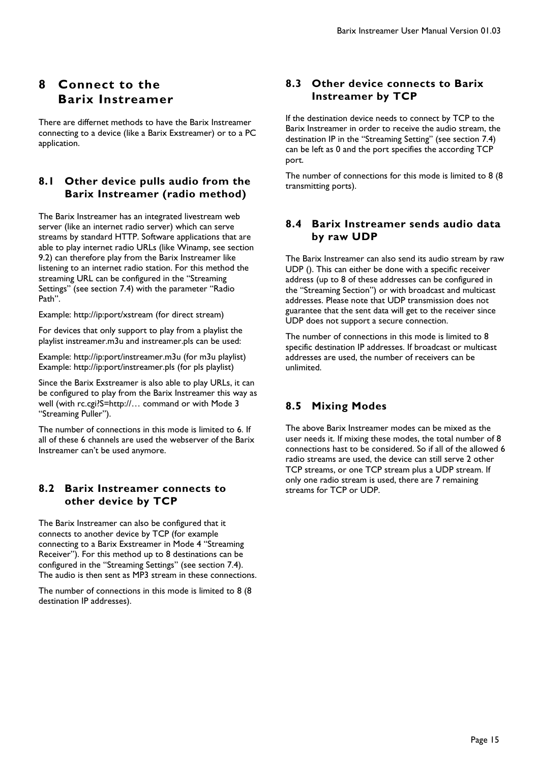# 8 Connect to the Barix Instreamer

There are differnet methods to have the Barix Instreamer connecting to a device (like a Barix Exstreamer) or to a PC application.

## 8.1 Other device pulls audio from the Barix Instreamer (radio method)

The Barix Instreamer has an integrated livestream web server (like an internet radio server) which can serve streams by standard HTTP. Software applications that are able to play internet radio URLs (like Winamp, see section 9.2) can therefore play from the Barix Instreamer like listening to an internet radio station. For this method the streaming URL can be configured in the "Streaming Settings" (see section 7.4) with the parameter "Radio Path".

Example: http://ip:port/xstream (for direct stream)

For devices that only support to play from a playlist the playlist instreamer.m3u and instreamer.pls can be used:

Example: http://ip:port/instreamer.m3u (for m3u playlist)
Example: http://ip:port/instreamer.pls (for pls playlist)

Since the Barix Exstreamer is also able to play URLs, it can be configured to play from the Barix Instreamer this way as well (with rc.cgi?S=http://… command or with Mode 3 "Streaming Puller").

The number of connections in this mode is limited to 6. If all of these 6 channels are used the webserver of the Barix Instreamer can't be used anymore.

## 8.2 Barix Instreamer connects to other device by TCP

The Barix Instreamer can also be configured that it connects to another device by TCP (for example connecting to a Barix Exstreamer in Mode 4 "Streaming Receiver"). For this method up to 8 destinations can be configured in the "Streaming Settings" (see section 7.4). The audio is then sent as MP3 stream in these connections.

The number of connections in this mode is limited to 8 (8 destination IP addresses).

## 8.3 Other device connects to Barix Instreamer by TCP

If the destination device needs to connect by TCP to the Barix Instreamer in order to receive the audio stream, the destination IP in the "Streaming Setting" (see section 7.4) can be left as 0 and the port specifies the according TCP port.

The number of connections for this mode is limited to 8 (8 transmitting ports).

## 8.4 Barix Instreamer sends audio data by raw UDP

The Barix Instreamer can also send its audio stream by raw UDP (). This can either be done with a specific receiver address (up to 8 of these addresses can be configured in the "Streaming Section") or with broadcast and multicast addresses. Please note that UDP transmission does not guarantee that the sent data will get to the receiver since UDP does not support a secure connection.

The number of connections in this mode is limited to 8 specific destination IP addresses. If broadcast or multicast addresses are used, the number of receivers can be unlimited.

## 8.5 Mixing Modes

The above Barix Instreamer modes can be mixed as the user needs it. If mixing these modes, the total number of 8 connections hast to be considered. So if all of the allowed 6 radio streams are used, the device can still serve 2 other TCP streams, or one TCP stream plus a UDP stream. If only one radio stream is used, there are 7 remaining streams for TCP or UDP.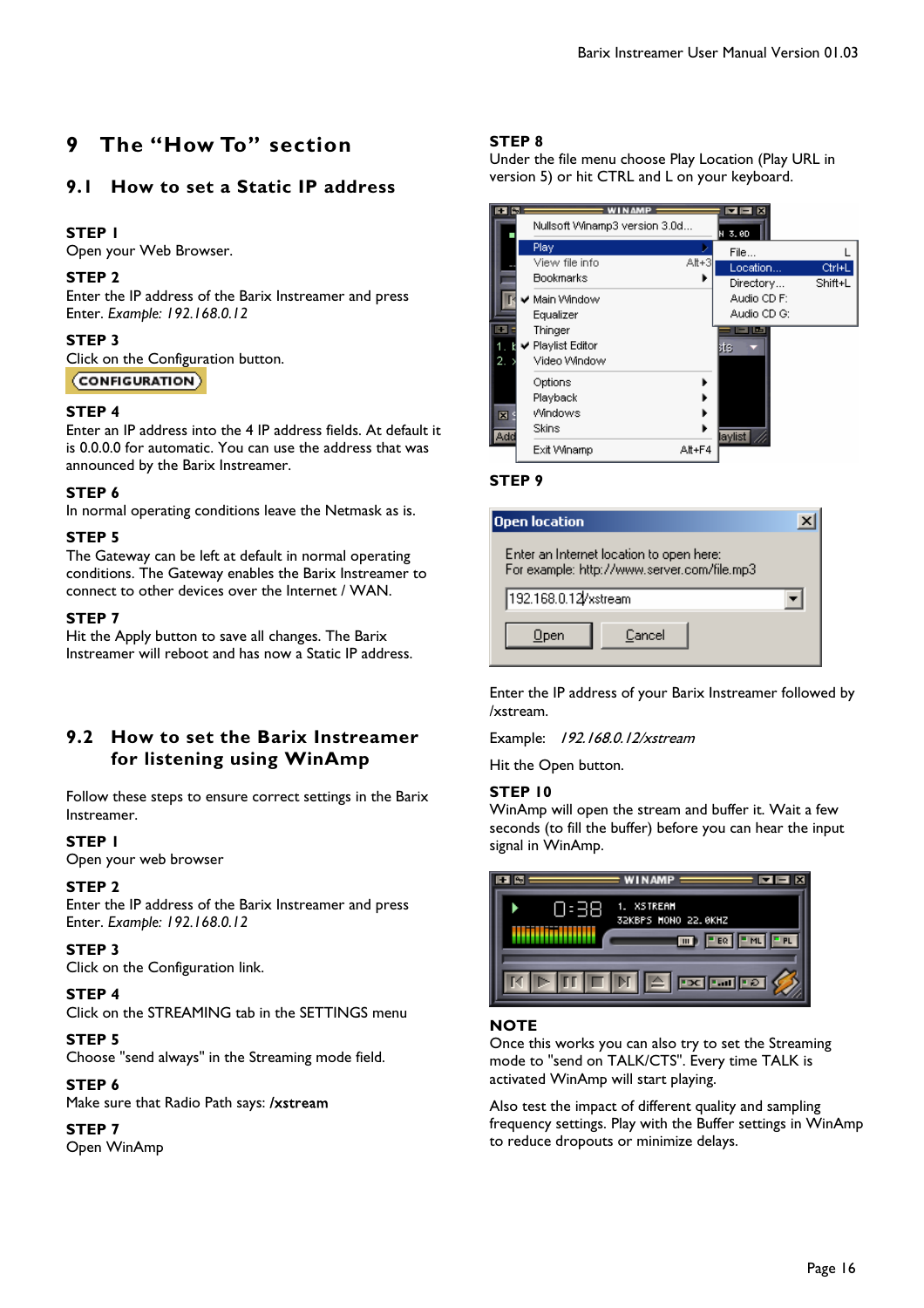# 9 The "How To" section

## 9.1 How to set a Static IP address

**STEP 1**
Open your Web Browser.

**STEP 2**
Enter the IP address of the Barix Instreamer and press Enter. *Example: 192.168.0.12*

**STEP 3**
Click on the Configuration button.

CONFIGURATION

**STEP 4**
Enter an IP address into the 4 IP address fields. At default it is 0.0.0.0 for automatic. You can use the address that was announced by the Barix Instreamer.

**STEP 6**
In normal operating conditions leave the Netmask as is.

**STEP 5**
The Gateway can be left at default in normal operating conditions. The Gateway enables the Barix Instreamer to connect to other devices over the Internet / WAN.

**STEP 7**
Hit the Apply button to save all changes. The Barix Instreamer will reboot and has now a Static IP address.

## 9.2 How to set the Barix Instreamer for listening using WinAmp

Follow these steps to ensure correct settings in the Barix Instreamer.

**STEP 1**
Open your web browser

**STEP 2**
Enter the IP address of the Barix Instreamer and press Enter. *Example: 192.168.0.12*

**STEP 3**
Click on the Configuration link.

**STEP 4**
Click on the STREAMING tab in the SETTINGS menu

**STEP 5**
Choose "send always" in the Streaming mode field.

**STEP 6**
Make sure that Radio Path says: **/xstream**

**STEP 7**
Open WinAmp

**STEP 8**
Under the file menu choose Play Location (Play URL in version 5) or hit CTRL and L on your keyboard.

**STEP 9**

Enter the IP address of your Barix Instreamer followed by /xstream.

Example: *192.168.0.12/xstream*

Hit the Open button.

**STEP 10**
WinAmp will open the stream and buffer it. Wait a few seconds (to fill the buffer) before you can hear the input signal in WinAmp.

**NOTE**
Once this works you can also try to set the Streaming mode to "send on TALK/CTS". Every time TALK is activated WinAmp will start playing.

Also test the impact of different quality and sampling frequency settings. Play with the Buffer settings in WinAmp to reduce dropouts or minimize delays.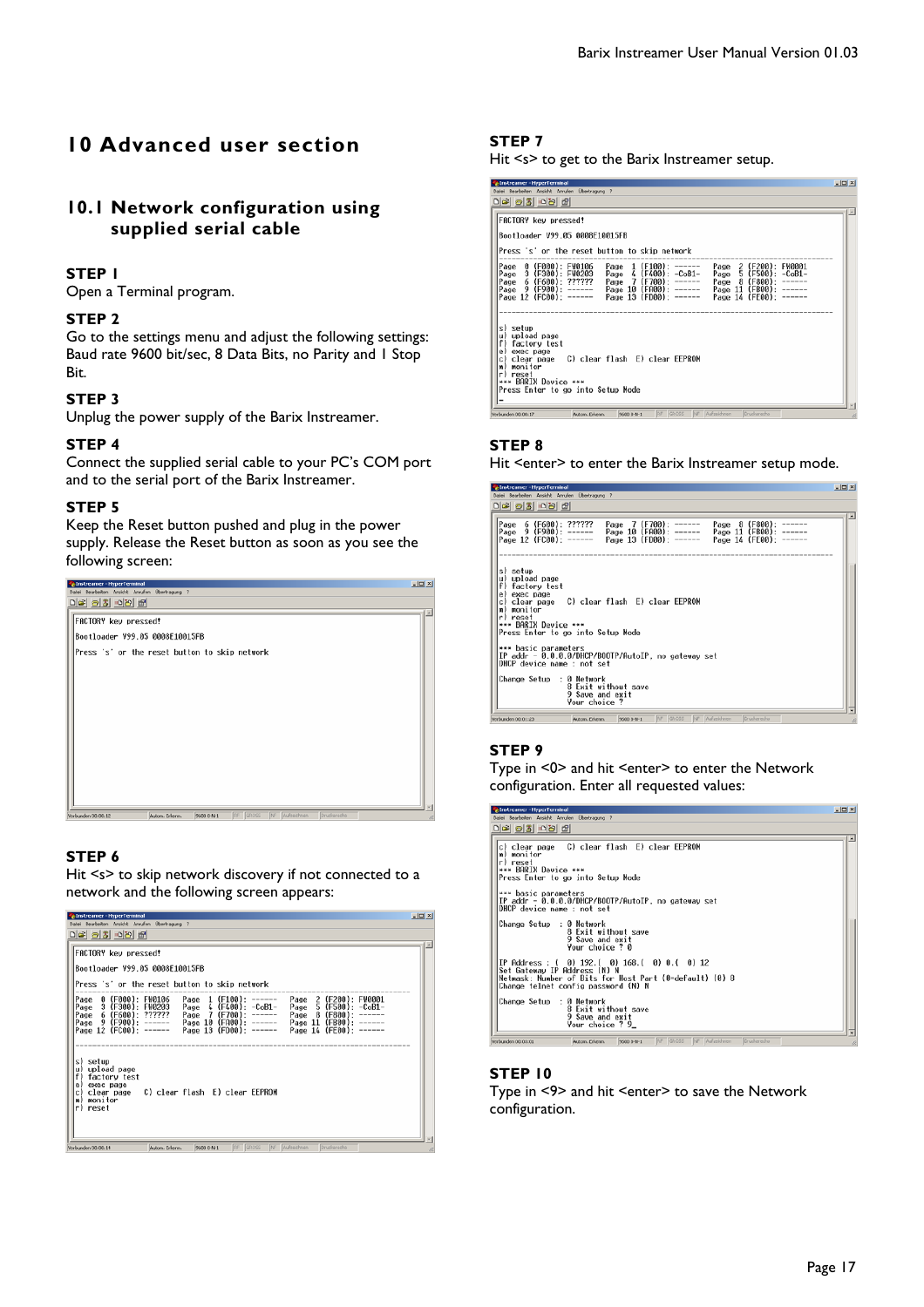# 10 Advanced user section

## 10.1 Network configuration using supplied serial cable

**STEP 1**
Open a Terminal program.

**STEP 2**
Go to the settings menu and adjust the following settings: Baud rate 9600 bit/sec, 8 Data Bits, no Parity and 1 Stop Bit.

**STEP 3**
Unplug the power supply of the Barix Instreamer.

**STEP 4**
Connect the supplied serial cable to your PC's COM port and to the serial port of the Barix Instreamer.

**STEP 5**
Keep the Reset button pushed and plug in the power supply. Release the Reset button as soon as you see the following screen:

```
FACTORY key pressed!
Bootloader V99.05 0008E10015FB
Press 's' or the reset button to skip network
```

**STEP 6**
Hit <s> to skip network discovery if not connected to a network and the following screen appears:

```
FACTORY key pressed!
Bootloader V99.05 0008E10015FB
Press 's' or the reset button to skip network
Page  0 (F000): FW0106   Page  1 (F100): ------   Page  2 (F200): FW0001
Page  3 (F300): FW0203   Page  4 (F400): -CoB1-   Page  5 (F500): -CoB1-
Page  6 (F600): ??????   Page  7 (F700): ------   Page  8 (F800): ------
Page  9 (F900): ------   Page 10 (FA00): ------   Page 11 (FB00): ------
Page 12 (FC00): ------   Page 13 (FD00): ------   Page 14 (FE00): ------

s) setup
u) upload page
f) factory test
e) exec page
c) clear page   C) clear flash  E) clear EEPROM
m) monitor
r) reset
```

**STEP 7**
Hit <s> to get to the Barix Instreamer setup.

```
FACTORY key pressed!
Bootloader V99.05 0008E10015FB
Press 's' or the reset button to skip network
Page  0 (F000): FW0106   Page  1 (F100): ------   Page  2 (F200): FW0001
Page  3 (F300): FW0203   Page  4 (F400): -CoB1-   Page  5 (F500): -CoB1-
Page  6 (F600): ??????   Page  7 (F700): ------   Page  8 (F800): ------
Page  9 (F900): ------   Page 10 (FA00): ------   Page 11 (FB00): ------
Page 12 (FC00): ------   Page 13 (FD00): ------   Page 14 (FE00): ------

s) setup
u) upload page
f) factory test
e) exec page
c) clear page   C) clear flash  E) clear EEPROM
m) monitor
r) reset
*** BARIX Device ***
Press Enter to go into Setup Mode
```

**STEP 8**
Hit <enter> to enter the Barix Instreamer setup mode.

```
Page  6 (F600): ??????   Page  7 (F700): ------   Page  8 (F800): ------
Page  9 (F900): ------   Page 10 (FA00): ------   Page 11 (FB00): ------
Page 12 (FC00): ------   Page 13 (FD00): ------   Page 14 (FE00): ------

s) setup
u) upload page
f) factory test
e) exec page
c) clear page   C) clear flash  E) clear EEPROM
m) monitor
r) reset
*** BARIX Device ***
Press Enter to go into Setup Mode

*** basic parameters
IP addr - 0.0.0.0/DHCP/BOOTP/AutoIP, no gateway set
DHCP device name : not set

Change Setup  : 0 Network
                8 Exit without save
                9 Save and exit
                Your choice ?
```

**STEP 9**
Type in <0> and hit <enter> to enter the Network configuration. Enter all requested values:

```
c) clear page   C) clear flash  E) clear EEPROM
m) monitor
r) reset
*** BARIX Device ***
Press Enter to go into Setup Mode

*** basic parameters
IP addr - 0.0.0.0/DHCP/BOOTP/AutoIP, no gateway set
DHCP device name : not set

Change Setup  : 0 Network
                8 Exit without save
                9 Save and exit
                Your choice ? 0

IP Address : (  0) 192.(  0) 168.(  0) 0.(  0) 12
Set Gateway IP Address (N) N
Netmask: Number of Bits for Host Part (0=default) (0) 8
Change Telnet config password (N) N

Change Setup  : 0 Network
                8 Exit without save
                9 Save and exit
                Your choice ? 9_
```

**STEP 10**
Type in <9> and hit <enter> to save the Network configuration.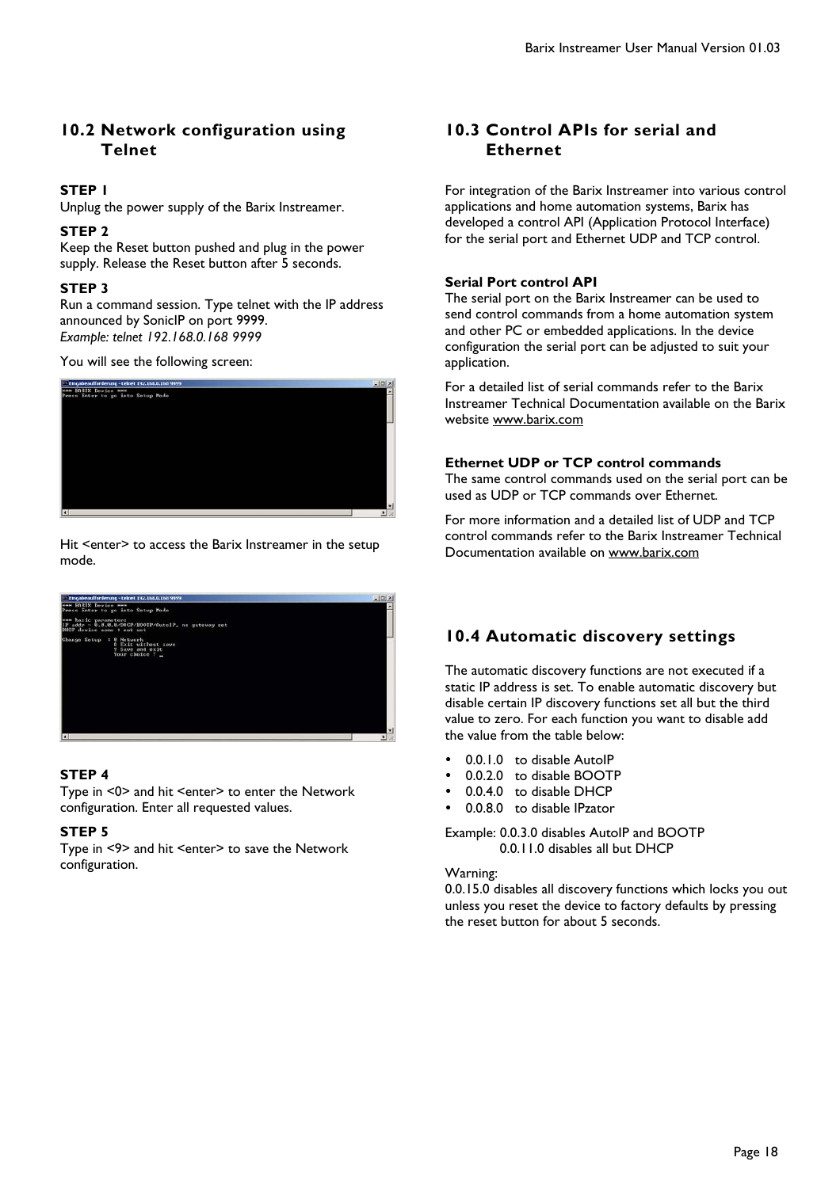## 10.2 Network configuration using Telnet

**STEP 1**
Unplug the power supply of the Barix Instreamer.

**STEP 2**
Keep the Reset button pushed and plug in the power supply. Release the Reset button after 5 seconds.

**STEP 3**
Run a command session. Type telnet with the IP address announced by SonicIP on port 9999.
*Example: telnet 192.168.0.168 9999*

You will see the following screen:

Hit <enter> to access the Barix Instreamer in the setup mode.

**STEP 4**
Type in <0> and hit <enter> to enter the Network configuration. Enter all requested values.

**STEP 5**
Type in <9> and hit <enter> to save the Network configuration.

## 10.3 Control APIs for serial and Ethernet

For integration of the Barix Instreamer into various control applications and home automation systems, Barix has developed a control API (Application Protocol Interface) for the serial port and Ethernet UDP and TCP control.

**Serial Port control API**
The serial port on the Barix Instreamer can be used to send control commands from a home automation system and other PC or embedded applications. In the device configuration the serial port can be adjusted to suit your application.

For a detailed list of serial commands refer to the Barix Instreamer Technical Documentation available on the Barix website www.barix.com

**Ethernet UDP or TCP control commands**
The same control commands used on the serial port can be used as UDP or TCP commands over Ethernet.

For more information and a detailed list of UDP and TCP control commands refer to the Barix Instreamer Technical Documentation available on www.barix.com

## 10.4 Automatic discovery settings

The automatic discovery functions are not executed if a static IP address is set. To enable automatic discovery but disable certain IP discovery functions set all but the third value to zero. For each function you want to disable add the value from the table below:

- 0.0.1.0 to disable AutoIP
- 0.0.2.0 to disable BOOTP
- 0.0.4.0 to disable DHCP
- 0.0.8.0 to disable IPzator

Example: 0.0.3.0 disables AutoIP and BOOTP
0.0.11.0 disables all but DHCP

Warning:
0.0.15.0 disables all discovery functions which locks you out unless you reset the device to factory defaults by pressing the reset button for about 5 seconds.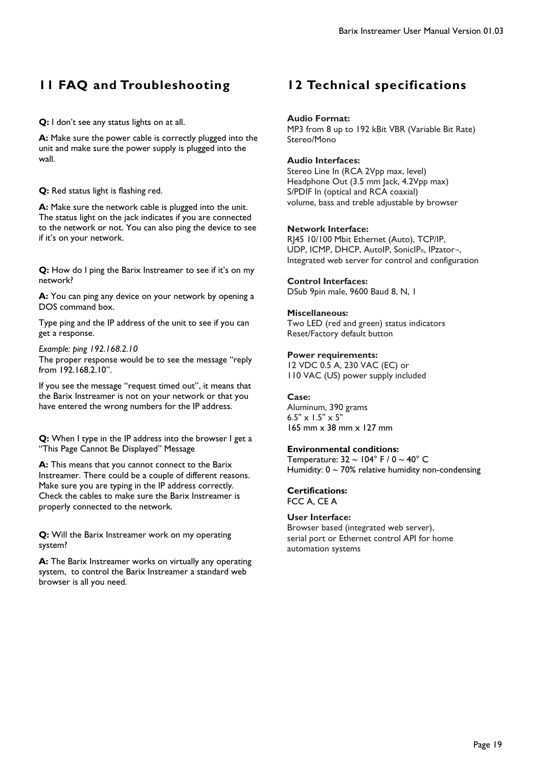# 11 FAQ and Troubleshooting

**Q:** I don't see any status lights on at all.

**A:** Make sure the power cable is correctly plugged into the unit and make sure the power supply is plugged into the wall.

**Q:** Red status light is flashing red.

**A:** Make sure the network cable is plugged into the unit. The status light on the jack indicates if you are connected to the network or not. You can also ping the device to see if it's on your network.

**Q:** How do I ping the Barix Instreamer to see if it's on my network?

**A:** You can ping any device on your network by opening a DOS command box.

Type ping and the IP address of the unit to see if you can get a response.

*Example: ping 192.168.2.10*
The proper response would be to see the message "reply from 192.168.2.10".

If you see the message "request timed out", it means that the Barix Instreamer is not on your network or that you have entered the wrong numbers for the IP address.

**Q:** When I type in the IP address into the browser I get a "This Page Cannot Be Displayed" Message

**A:** This means that you cannot connect to the Barix Instreamer. There could be a couple of different reasons. Make sure you are typing in the IP address correctly. Check the cables to make sure the Barix Instreamer is properly connected to the network.

**Q:** Will the Barix Instreamer work on my operating system?

**A:** The Barix Instreamer works on virtually any operating system, to control the Barix Instreamer a standard web browser is all you need.

# 12 Technical specifications

**Audio Format:**
MP3 from 8 up to 192 kBit VBR (Variable Bit Rate)
Stereo/Mono

**Audio Interfaces:**
Stereo Line In (RCA 2Vpp max, level)
Headphone Out (3.5 mm Jack, 4.2Vpp max)
S/PDIF In (optical and RCA coaxial)
volume, bass and treble adjustable by browser

**Network Interface:**
RJ45 10/100 Mbit Ethernet (Auto), TCP/IP, UDP, ICMP, DHCP, AutoIP, SonicIP®, IPzator™, Integrated web server for control and configuration

**Control Interfaces:**
DSub 9pin male, 9600 Baud 8, N, 1

**Miscellaneous:**
Two LED (red and green) status indicators
Reset/Factory default button

**Power requirements:**
12 VDC 0.5 A, 230 VAC (EC) or
110 VAC (US) power supply included

**Case:**
Aluminum, 390 grams
6.5" x 1.5" x 5"
165 mm x 38 mm x 127 mm

**Environmental conditions:**
Temperature: 32 ~ 104° F / 0 ~ 40° C
Humidity: 0 ~ 70% relative humidity non-condensing

**Certifications:**
FCC A, CE A

**User Interface:**
Browser based (integrated web server), serial port or Ethernet control API for home automation systems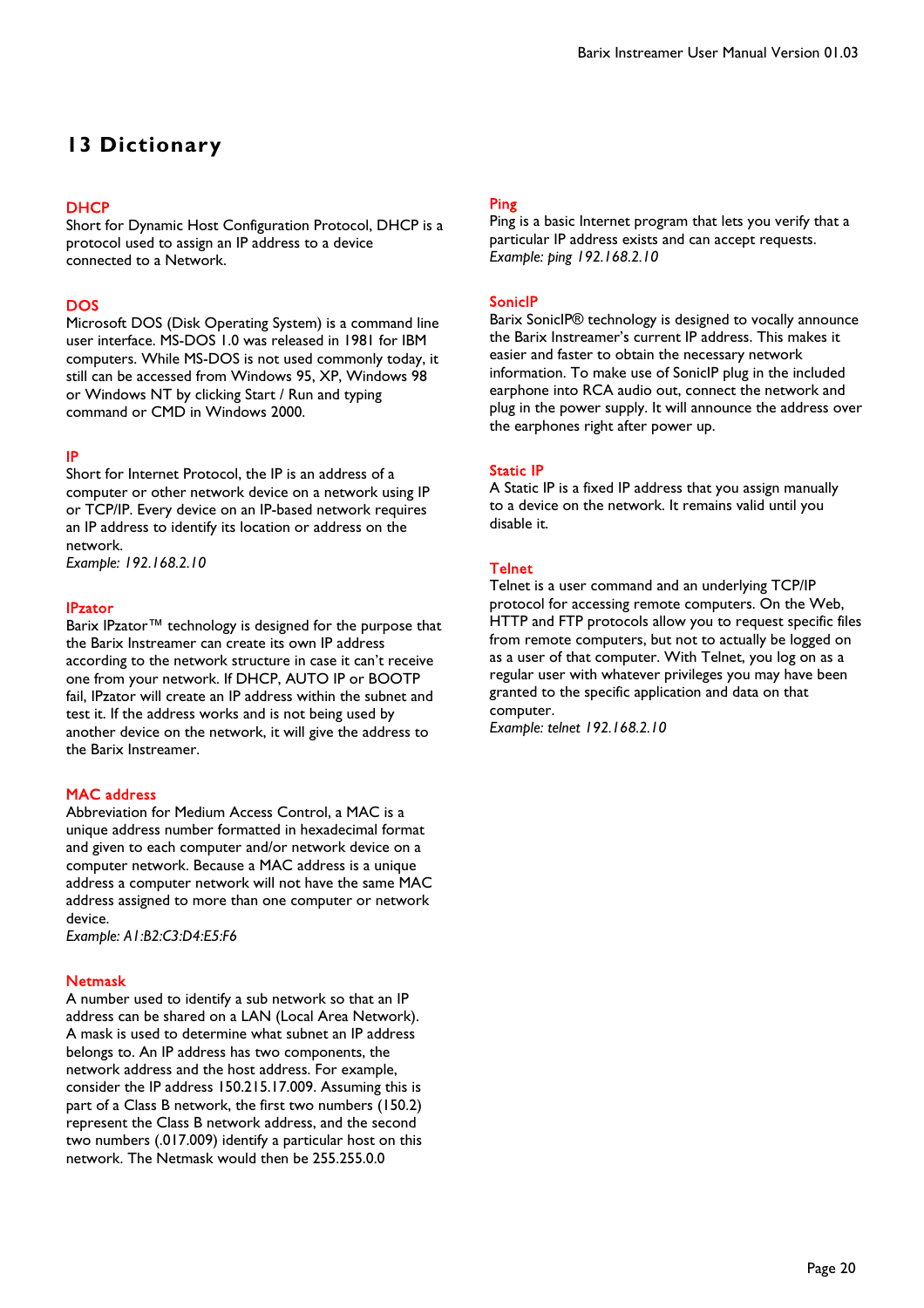# 13 Dictionary

### DHCP

Short for Dynamic Host Configuration Protocol, DHCP is a protocol used to assign an IP address to a device connected to a Network.

### DOS

Microsoft DOS (Disk Operating System) is a command line user interface. MS-DOS 1.0 was released in 1981 for IBM computers. While MS-DOS is not used commonly today, it still can be accessed from Windows 95, XP, Windows 98 or Windows NT by clicking Start / Run and typing command or CMD in Windows 2000.

### IP

Short for Internet Protocol, the IP is an address of a computer or other network device on a network using IP or TCP/IP. Every device on an IP-based network requires an IP address to identify its location or address on the network.

*Example: 192.168.2.10*

### IPzator

Barix IPzator™ technology is designed for the purpose that the Barix Instreamer can create its own IP address according to the network structure in case it can't receive one from your network. If DHCP, AUTO IP or BOOTP fail, IPzator will create an IP address within the subnet and test it. If the address works and is not being used by another device on the network, it will give the address to the Barix Instreamer.

### MAC address

Abbreviation for Medium Access Control, a MAC is a unique address number formatted in hexadecimal format and given to each computer and/or network device on a computer network. Because a MAC address is a unique address a computer network will not have the same MAC address assigned to more than one computer or network device.

*Example: A1:B2:C3:D4:E5:F6*

### Netmask

A number used to identify a sub network so that an IP address can be shared on a LAN (Local Area Network). A mask is used to determine what subnet an IP address belongs to. An IP address has two components, the network address and the host address. For example, consider the IP address 150.215.17.009. Assuming this is part of a Class B network, the first two numbers (150.2) represent the Class B network address, and the second two numbers (.017.009) identify a particular host on this network. The Netmask would then be 255.255.0.0

### Ping

Ping is a basic Internet program that lets you verify that a particular IP address exists and can accept requests.

*Example: ping 192.168.2.10*

### SonicIP

Barix SonicIP® technology is designed to vocally announce the Barix Instreamer's current IP address. This makes it easier and faster to obtain the necessary network information. To make use of SonicIP plug in the included earphone into RCA audio out, connect the network and plug in the power supply. It will announce the address over the earphones right after power up.

### Static IP

A Static IP is a fixed IP address that you assign manually to a device on the network. It remains valid until you disable it.

### Telnet

Telnet is a user command and an underlying TCP/IP protocol for accessing remote computers. On the Web, HTTP and FTP protocols allow you to request specific files from remote computers, but not to actually be logged on as a user of that computer. With Telnet, you log on as a regular user with whatever privileges you may have been granted to the specific application and data on that computer.

*Example: telnet 192.168.2.10*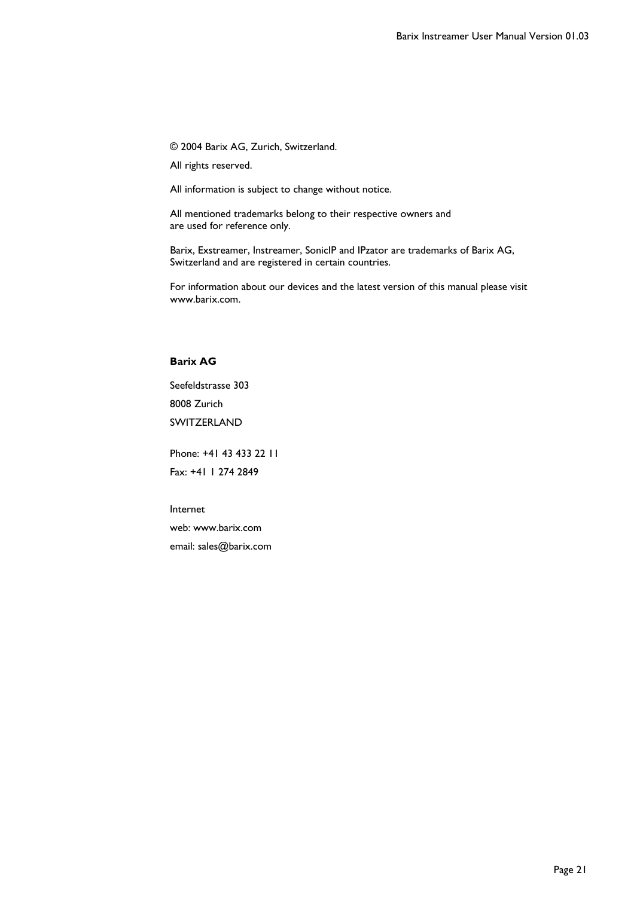© 2004 Barix AG, Zurich, Switzerland.

All rights reserved.

All information is subject to change without notice.

All mentioned trademarks belong to their respective owners and
are used for reference only.

Barix, Exstreamer, Instreamer, SonicIP and IPzator are trademarks of Barix AG,
Switzerland and are registered in certain countries.

For information about our devices and the latest version of this manual please visit
www.barix.com.

**Barix AG**

Seefeldstrasse 303

8008 Zurich

SWITZERLAND

Phone: +41 43 433 22 11

Fax: +41 1 274 2849

Internet

web: www.barix.com

email: sales@barix.com